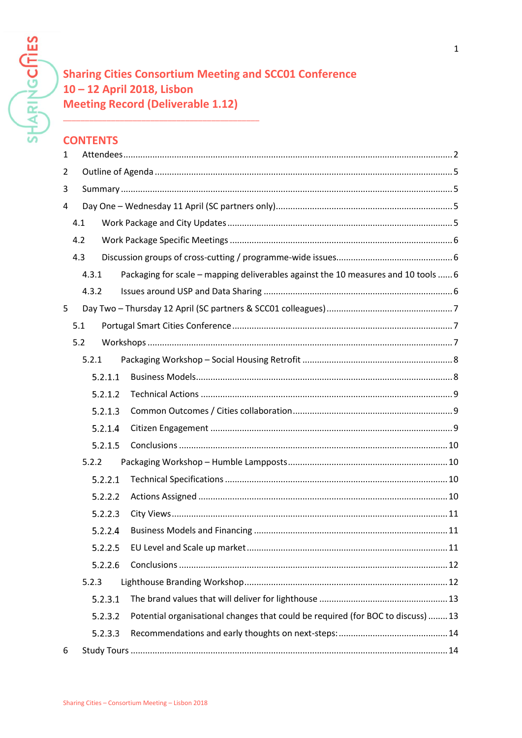# Sharing Cities Consortium Meeting and SCC01 Conference
# 10 – 12 April 2018, Lisbon
# Meeting Record (Deliverable 1.12)

## CONTENTS

1 Attendees ........ 2

2 Outline of Agenda ........ 5

3 Summary ........ 5

4 Day One – Wednesday 11 April (SC partners only) ........ 5

- 4.1 Work Package and City Updates ........ 5
- 4.2 Work Package Specific Meetings ........ 6
- 4.3 Discussion groups of cross-cutting / programme-wide issues ........ 6
  - 4.3.1 Packaging for scale – mapping deliverables against the 10 measures and 10 tools ........ 6
  - 4.3.2 Issues around USP and Data Sharing ........ 6

5 Day Two – Thursday 12 April (SC partners & SCC01 colleagues) ........ 7

- 5.1 Portugal Smart Cities Conference ........ 7
- 5.2 Workshops ........ 7
  - 5.2.1 Packaging Workshop – Social Housing Retrofit ........ 8
    - 5.2.1.1 Business Models ........ 8
    - 5.2.1.2 Technical Actions ........ 9
    - 5.2.1.3 Common Outcomes / Cities collaboration ........ 9
    - 5.2.1.4 Citizen Engagement ........ 9
    - 5.2.1.5 Conclusions ........ 10
  - 5.2.2 Packaging Workshop – Humble Lampposts ........ 10
    - 5.2.2.1 Technical Specifications ........ 10
    - 5.2.2.2 Actions Assigned ........ 10
    - 5.2.2.3 City Views ........ 11
    - 5.2.2.4 Business Models and Financing ........ 11
    - 5.2.2.5 EU Level and Scale up market ........ 11
    - 5.2.2.6 Conclusions ........ 12
  - 5.2.3 Lighthouse Branding Workshop ........ 12
    - 5.2.3.1 The brand values that will deliver for lighthouse ........ 13
    - 5.2.3.2 Potential organisational changes that could be required (for BOC to discuss) ........ 13
    - 5.2.3.3 Recommendations and early thoughts on next-steps: ........ 14

6 Study Tours ........ 14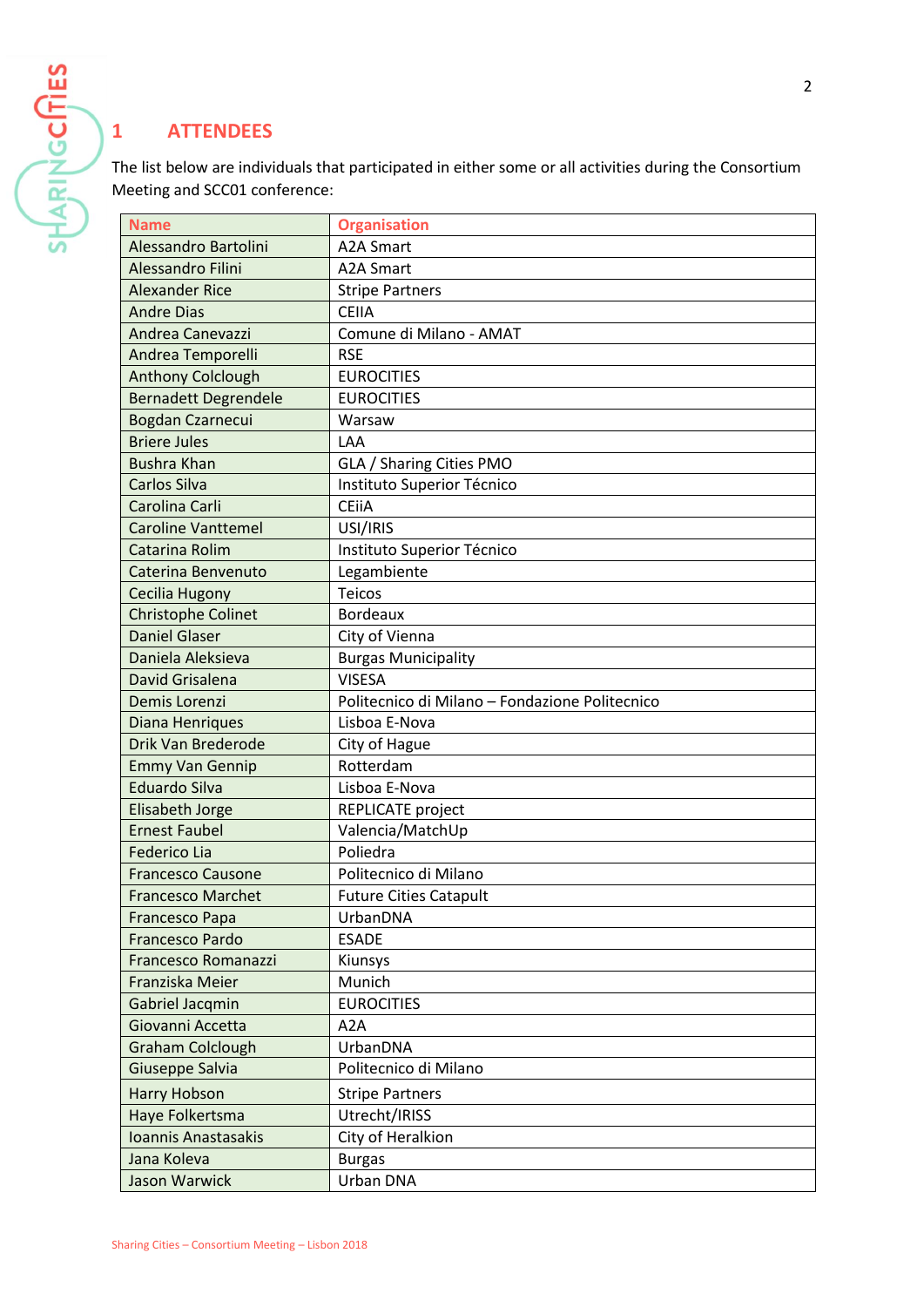# 1 ATTENDEES

The list below are individuals that participated in either some or all activities during the Consortium Meeting and SCC01 conference:

| Name | Organisation |
|---|---|
| Alessandro Bartolini | A2A Smart |
| Alessandro Filini | A2A Smart |
| Alexander Rice | Stripe Partners |
| Andre Dias | CEIIA |
| Andrea Canevazzi | Comune di Milano - AMAT |
| Andrea Temporelli | RSE |
| Anthony Colclough | EUROCITIES |
| Bernadett Degrendele | EUROCITIES |
| Bogdan Czarnecui | Warsaw |
| Briere Jules | LAA |
| Bushra Khan | GLA / Sharing Cities PMO |
| Carlos Silva | Instituto Superior Técnico |
| Carolina Carli | CEiiA |
| Caroline Vanttemel | USI/IRIS |
| Catarina Rolim | Instituto Superior Técnico |
| Caterina Benvenuto | Legambiente |
| Cecilia Hugony | Teicos |
| Christophe Colinet | Bordeaux |
| Daniel Glaser | City of Vienna |
| Daniela Aleksieva | Burgas Municipality |
| David Grisalena | VISESA |
| Demis Lorenzi | Politecnico di Milano – Fondazione Politecnico |
| Diana Henriques | Lisboa E-Nova |
| Drik Van Brederode | City of Hague |
| Emmy Van Gennip | Rotterdam |
| Eduardo Silva | Lisboa E-Nova |
| Elisabeth Jorge | REPLICATE project |
| Ernest Faubel | Valencia/MatchUp |
| Federico Lia | Poliedra |
| Francesco Causone | Politecnico di Milano |
| Francesco Marchet | Future Cities Catapult |
| Francesco Papa | UrbanDNA |
| Francesco Pardo | ESADE |
| Francesco Romanazzi | Kiunsys |
| Franziska Meier | Munich |
| Gabriel Jacqmin | EUROCITIES |
| Giovanni Accetta | A2A |
| Graham Colclough | UrbanDNA |
| Giuseppe Salvia | Politecnico di Milano |
| Harry Hobson | Stripe Partners |
| Haye Folkertsma | Utrecht/IRISS |
| Ioannis Anastasakis | City of Heralkion |
| Jana Koleva | Burgas |
| Jason Warwick | Urban DNA |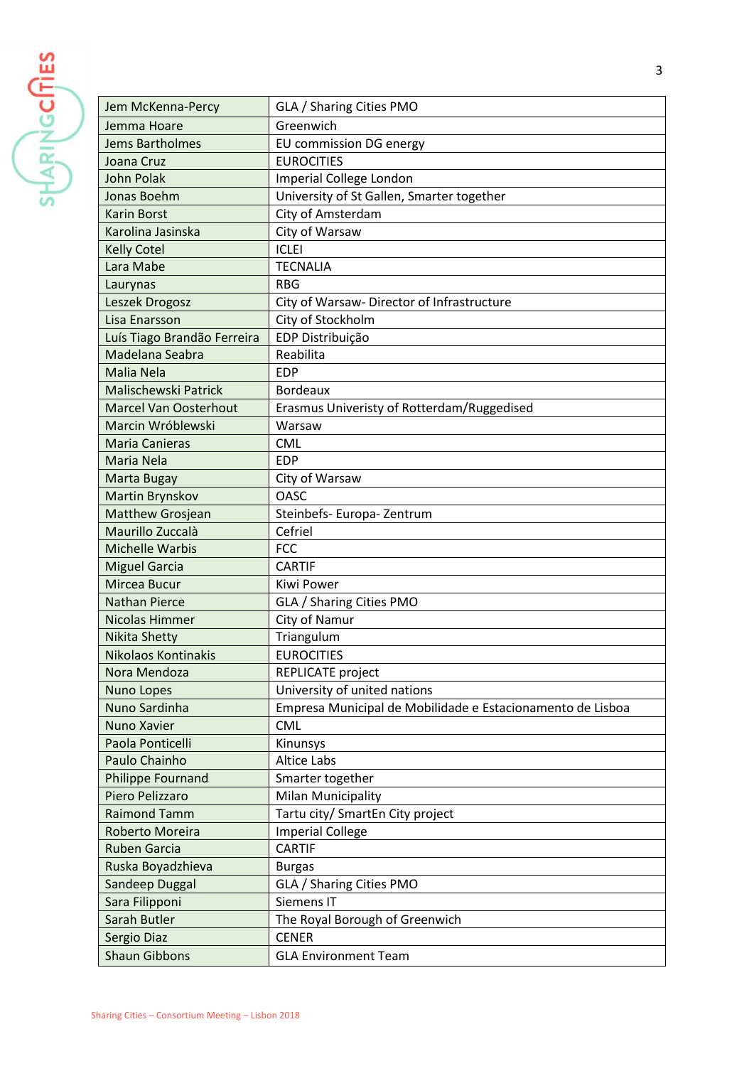| | |
|---|---|
| Jem McKenna-Percy | GLA / Sharing Cities PMO |
| Jemma Hoare | Greenwich |
| Jems Bartholmes | EU commission DG energy |
| Joana Cruz | EUROCITIES |
| John Polak | Imperial College London |
| Jonas Boehm | University of St Gallen, Smarter together |
| Karin Borst | City of Amsterdam |
| Karolina Jasinska | City of Warsaw |
| Kelly Cotel | ICLEI |
| Lara Mabe | TECNALIA |
| Laurynas | RBG |
| Leszek Drogosz | City of Warsaw- Director of Infrastructure |
| Lisa Enarsson | City of Stockholm |
| Luís Tiago Brandão Ferreira | EDP Distribuição |
| Madelana Seabra | Reabilita |
| Malia Nela | EDP |
| Malischewski Patrick | Bordeaux |
| Marcel Van Oosterhout | Erasmus Univeristy of Rotterdam/Ruggedised |
| Marcin Wróblewski | Warsaw |
| Maria Canieras | CML |
| Maria Nela | EDP |
| Marta Bugay | City of Warsaw |
| Martin Brynskov | OASC |
| Matthew Grosjean | Steinbefs- Europa- Zentrum |
| Maurillo Zuccalà | Cefriel |
| Michelle Warbis | FCC |
| Miguel Garcia | CARTIF |
| Mircea Bucur | Kiwi Power |
| Nathan Pierce | GLA / Sharing Cities PMO |
| Nicolas Himmer | City of Namur |
| Nikita Shetty | Triangulum |
| Nikolaos Kontinakis | EUROCITIES |
| Nora Mendoza | REPLICATE project |
| Nuno Lopes | University of united nations |
| Nuno Sardinha | Empresa Municipal de Mobilidade e Estacionamento de Lisboa |
| Nuno Xavier | CML |
| Paola Ponticelli | Kinunsys |
| Paulo Chainho | Altice Labs |
| Philippe Fournand | Smarter together |
| Piero Pelizzaro | Milan Municipality |
| Raimond Tamm | Tartu city/ SmartEn City project |
| Roberto Moreira | Imperial College |
| Ruben Garcia | CARTIF |
| Ruska Boyadzhieva | Burgas |
| Sandeep Duggal | GLA / Sharing Cities PMO |
| Sara Filipponi | Siemens IT |
| Sarah Butler | The Royal Borough of Greenwich |
| Sergio Diaz | CENER |
| Shaun Gibbons | GLA Environment Team |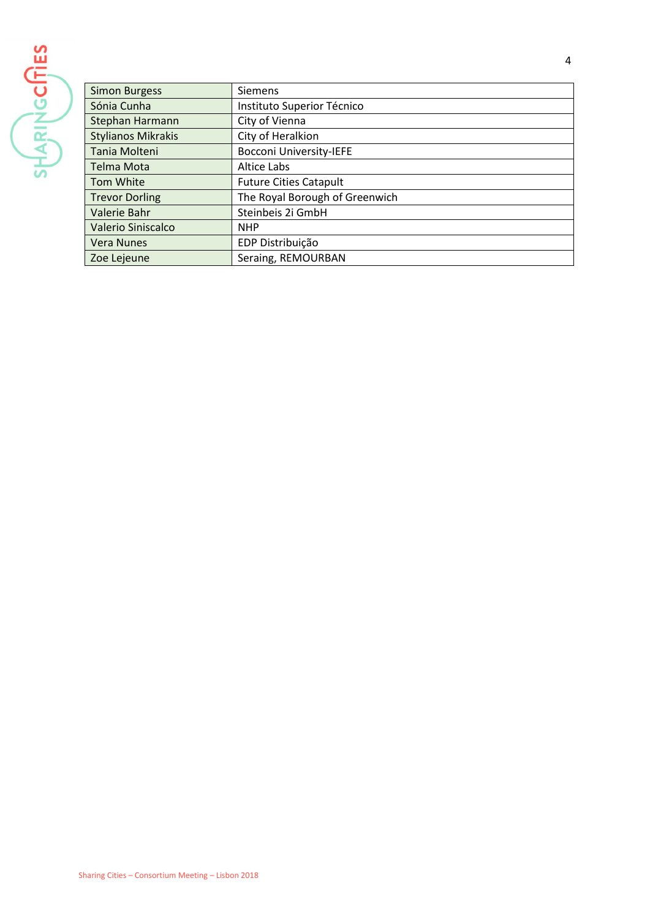| Simon Burgess | Siemens |
|---|---|
| Sónia Cunha | Instituto Superior Técnico |
| Stephan Harmann | City of Vienna |
| Stylianos Mikrakis | City of Heralkion |
| Tania Molteni | Bocconi University-IEFE |
| Telma Mota | Altice Labs |
| Tom White | Future Cities Catapult |
| Trevor Dorling | The Royal Borough of Greenwich |
| Valerie Bahr | Steinbeis 2i GmbH |
| Valerio Siniscalco | NHP |
| Vera Nunes | EDP Distribuição |
| Zoe Lejeune | Seraing, REMOURBAN |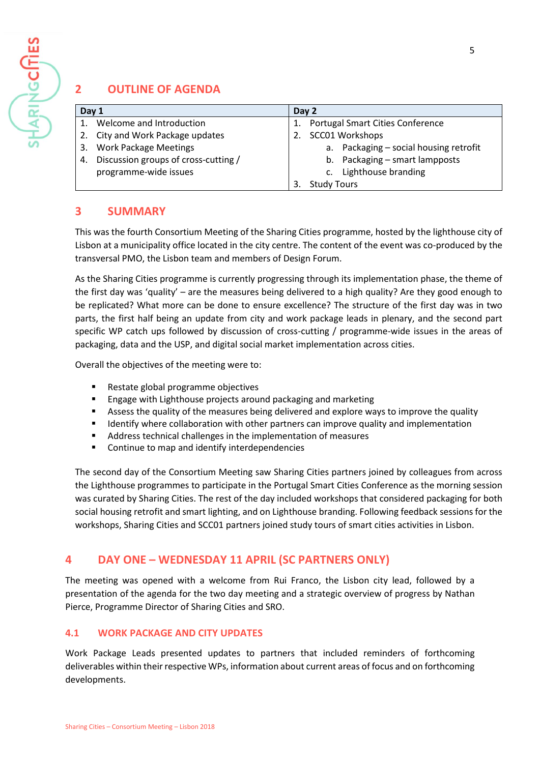## 2 OUTLINE OF AGENDA

| Day 1 | Day 2 |
|---|---|
| 1. Welcome and Introduction<br>2. City and Work Package updates<br>3. Work Package Meetings<br>4. Discussion groups of cross-cutting / programme-wide issues | 1. Portugal Smart Cities Conference<br>2. SCC01 Workshops<br>a. Packaging – social housing retrofit<br>b. Packaging – smart lampposts<br>c. Lighthouse branding<br>3. Study Tours |

## 3 SUMMARY

This was the fourth Consortium Meeting of the Sharing Cities programme, hosted by the lighthouse city of Lisbon at a municipality office located in the city centre. The content of the event was co-produced by the transversal PMO, the Lisbon team and members of Design Forum.

As the Sharing Cities programme is currently progressing through its implementation phase, the theme of the first day was 'quality' – are the measures being delivered to a high quality? Are they good enough to be replicated? What more can be done to ensure excellence? The structure of the first day was in two parts, the first half being an update from city and work package leads in plenary, and the second part specific WP catch ups followed by discussion of cross-cutting / programme-wide issues in the areas of packaging, data and the USP, and digital social market implementation across cities.

Overall the objectives of the meeting were to:

- Restate global programme objectives
- Engage with Lighthouse projects around packaging and marketing
- Assess the quality of the measures being delivered and explore ways to improve the quality
- Identify where collaboration with other partners can improve quality and implementation
- Address technical challenges in the implementation of measures
- Continue to map and identify interdependencies

The second day of the Consortium Meeting saw Sharing Cities partners joined by colleagues from across the Lighthouse programmes to participate in the Portugal Smart Cities Conference as the morning session was curated by Sharing Cities. The rest of the day included workshops that considered packaging for both social housing retrofit and smart lighting, and on Lighthouse branding. Following feedback sessions for the workshops, Sharing Cities and SCC01 partners joined study tours of smart cities activities in Lisbon.

## 4 DAY ONE – WEDNESDAY 11 APRIL (SC PARTNERS ONLY)

The meeting was opened with a welcome from Rui Franco, the Lisbon city lead, followed by a presentation of the agenda for the two day meeting and a strategic overview of progress by Nathan Pierce, Programme Director of Sharing Cities and SRO.

### 4.1 WORK PACKAGE AND CITY UPDATES

Work Package Leads presented updates to partners that included reminders of forthcoming deliverables within their respective WPs, information about current areas of focus and on forthcoming developments.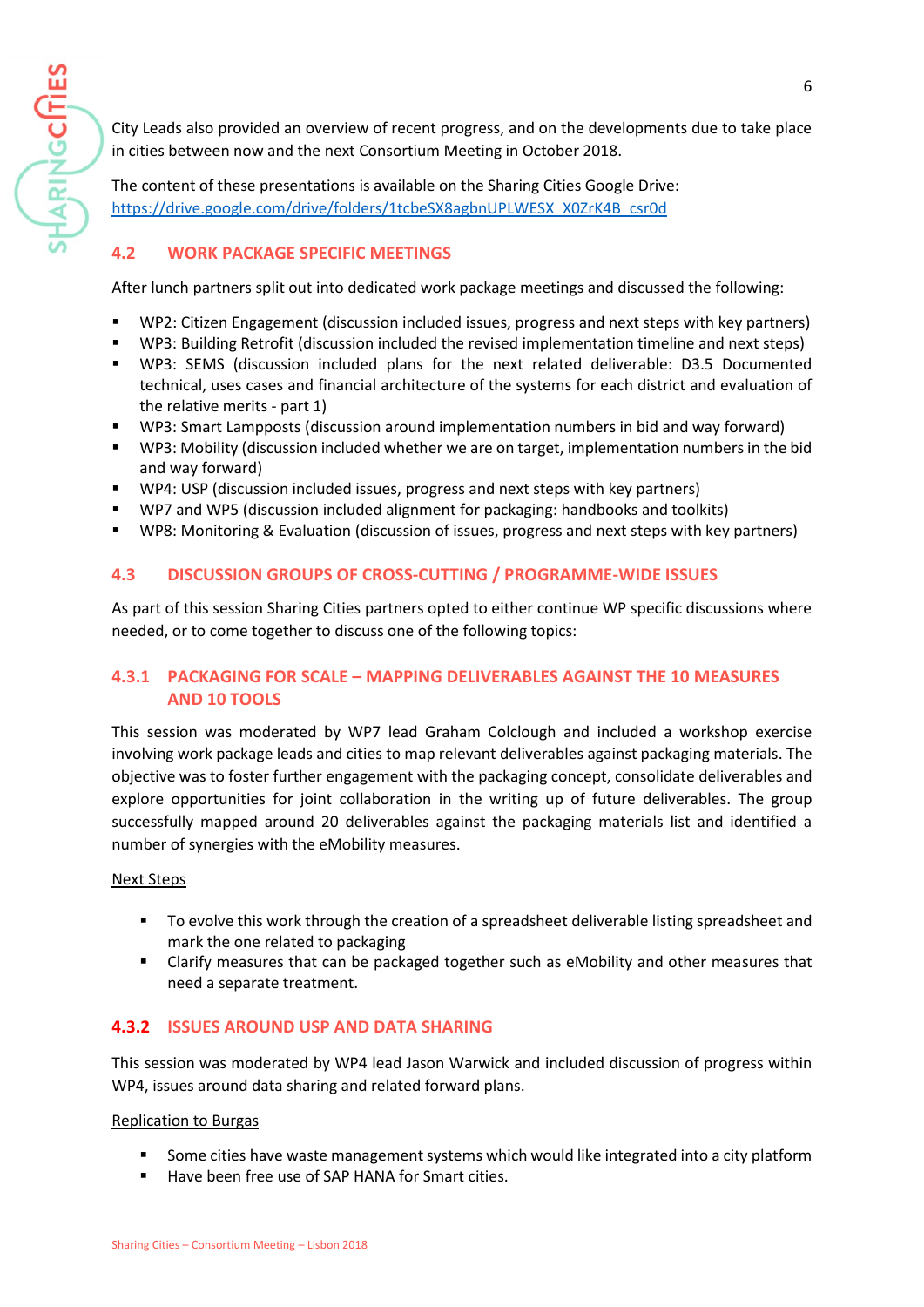City Leads also provided an overview of recent progress, and on the developments due to take place in cities between now and the next Consortium Meeting in October 2018.

The content of these presentations is available on the Sharing Cities Google Drive: [https://drive.google.com/drive/folders/1tcbeSX8agbnUPLWESX_X0ZrK4B_csr0d](https://drive.google.com/drive/folders/1tcbeSX8agbnUPLWESX_X0ZrK4B_csr0d)

## 4.2 WORK PACKAGE SPECIFIC MEETINGS

After lunch partners split out into dedicated work package meetings and discussed the following:

- WP2: Citizen Engagement (discussion included issues, progress and next steps with key partners)
- WP3: Building Retrofit (discussion included the revised implementation timeline and next steps)
- WP3: SEMS (discussion included plans for the next related deliverable: D3.5 Documented technical, uses cases and financial architecture of the systems for each district and evaluation of the relative merits - part 1)
- WP3: Smart Lampposts (discussion around implementation numbers in bid and way forward)
- WP3: Mobility (discussion included whether we are on target, implementation numbers in the bid and way forward)
- WP4: USP (discussion included issues, progress and next steps with key partners)
- WP7 and WP5 (discussion included alignment for packaging: handbooks and toolkits)
- WP8: Monitoring & Evaluation (discussion of issues, progress and next steps with key partners)

## 4.3 DISCUSSION GROUPS OF CROSS-CUTTING / PROGRAMME-WIDE ISSUES

As part of this session Sharing Cities partners opted to either continue WP specific discussions where needed, or to come together to discuss one of the following topics:

### 4.3.1 PACKAGING FOR SCALE – MAPPING DELIVERABLES AGAINST THE 10 MEASURES AND 10 TOOLS

This session was moderated by WP7 lead Graham Colclough and included a workshop exercise involving work package leads and cities to map relevant deliverables against packaging materials. The objective was to foster further engagement with the packaging concept, consolidate deliverables and explore opportunities for joint collaboration in the writing up of future deliverables. The group successfully mapped around 20 deliverables against the packaging materials list and identified a number of synergies with the eMobility measures.

<u>Next Steps</u>

- To evolve this work through the creation of a spreadsheet deliverable listing spreadsheet and mark the one related to packaging
- Clarify measures that can be packaged together such as eMobility and other measures that need a separate treatment.

### 4.3.2 ISSUES AROUND USP AND DATA SHARING

This session was moderated by WP4 lead Jason Warwick and included discussion of progress within WP4, issues around data sharing and related forward plans.

<u>Replication to Burgas</u>

- Some cities have waste management systems which would like integrated into a city platform
- Have been free use of SAP HANA for Smart cities.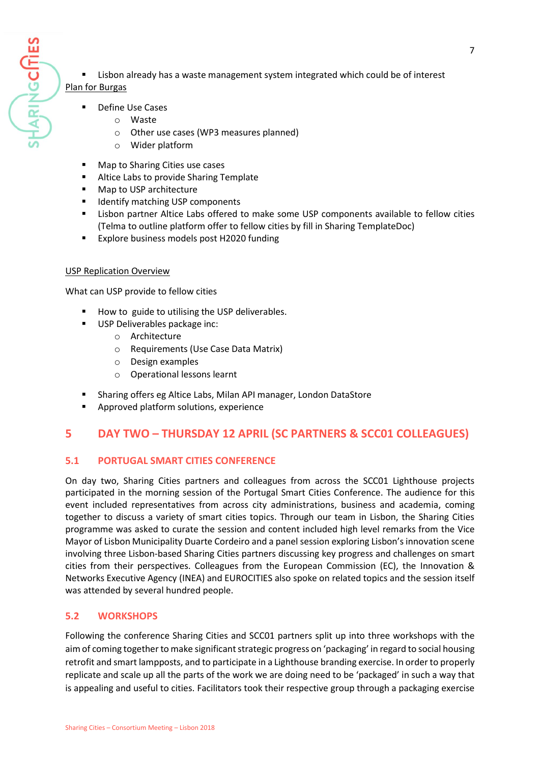- Lisbon already has a waste management system integrated which could be of interest

Plan for Burgas

- Define Use Cases
  - Waste
  - Other use cases (WP3 measures planned)
  - Wider platform

- Map to Sharing Cities use cases
- Altice Labs to provide Sharing Template
- Map to USP architecture
- Identify matching USP components
- Lisbon partner Altice Labs offered to make some USP components available to fellow cities (Telma to outline platform offer to fellow cities by fill in Sharing TemplateDoc)
- Explore business models post H2020 funding

USP Replication Overview

What can USP provide to fellow cities

- How to guide to utilising the USP deliverables.
- USP Deliverables package inc:
  - Architecture
  - Requirements (Use Case Data Matrix)
  - Design examples
  - Operational lessons learnt

- Sharing offers eg Altice Labs, Milan API manager, London DataStore
- Approved platform solutions, experience

# 5 DAY TWO – THURSDAY 12 APRIL (SC PARTNERS & SCC01 COLLEAGUES)

## 5.1 PORTUGAL SMART CITIES CONFERENCE

On day two, Sharing Cities partners and colleagues from across the SCC01 Lighthouse projects participated in the morning session of the Portugal Smart Cities Conference. The audience for this event included representatives from across city administrations, business and academia, coming together to discuss a variety of smart cities topics. Through our team in Lisbon, the Sharing Cities programme was asked to curate the session and content included high level remarks from the Vice Mayor of Lisbon Municipality Duarte Cordeiro and a panel session exploring Lisbon's innovation scene involving three Lisbon-based Sharing Cities partners discussing key progress and challenges on smart cities from their perspectives. Colleagues from the European Commission (EC), the Innovation & Networks Executive Agency (INEA) and EUROCITIES also spoke on related topics and the session itself was attended by several hundred people.

## 5.2 WORKSHOPS

Following the conference Sharing Cities and SCC01 partners split up into three workshops with the aim of coming together to make significant strategic progress on 'packaging' in regard to social housing retrofit and smart lampposts, and to participate in a Lighthouse branding exercise. In order to properly replicate and scale up all the parts of the work we are doing need to be 'packaged' in such a way that is appealing and useful to cities. Facilitators took their respective group through a packaging exercise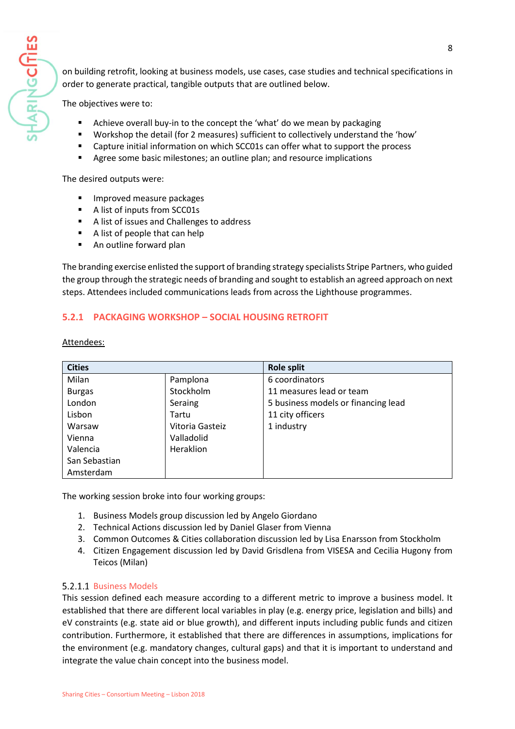on building retrofit, looking at business models, use cases, case studies and technical specifications in order to generate practical, tangible outputs that are outlined below.

The objectives were to:

- Achieve overall buy-in to the concept the 'what' do we mean by packaging
- Workshop the detail (for 2 measures) sufficient to collectively understand the 'how'
- Capture initial information on which SCC01s can offer what to support the process
- Agree some basic milestones; an outline plan; and resource implications

The desired outputs were:

- Improved measure packages
- A list of inputs from SCC01s
- A list of issues and Challenges to address
- A list of people that can help
- An outline forward plan

The branding exercise enlisted the support of branding strategy specialists Stripe Partners, who guided the group through the strategic needs of branding and sought to establish an agreed approach on next steps. Attendees included communications leads from across the Lighthouse programmes.

### 5.2.1 PACKAGING WORKSHOP – SOCIAL HOUSING RETROFIT

Attendees:

| Cities | | Role split |
|---|---|---|
| Milan | Pamplona | 6 coordinators |
| Burgas | Stockholm | 11 measures lead or team |
| London | Seraing | 5 business models or financing lead |
| Lisbon | Tartu | 11 city officers |
| Warsaw | Vitoria Gasteiz | 1 industry |
| Vienna | Valladolid | |
| Valencia | Heraklion | |
| San Sebastian | | |
| Amsterdam | | |

The working session broke into four working groups:

1. Business Models group discussion led by Angelo Giordano
2. Technical Actions discussion led by Daniel Glaser from Vienna
3. Common Outcomes & Cities collaboration discussion led by Lisa Enarsson from Stockholm
4. Citizen Engagement discussion led by David Grisdlena from VISESA and Cecilia Hugony from Teicos (Milan)

#### 5.2.1.1 Business Models

This session defined each measure according to a different metric to improve a business model. It established that there are different local variables in play (e.g. energy price, legislation and bills) and eV constraints (e.g. state aid or blue growth), and different inputs including public funds and citizen contribution. Furthermore, it established that there are differences in assumptions, implications for the environment (e.g. mandatory changes, cultural gaps) and that it is important to understand and integrate the value chain concept into the business model.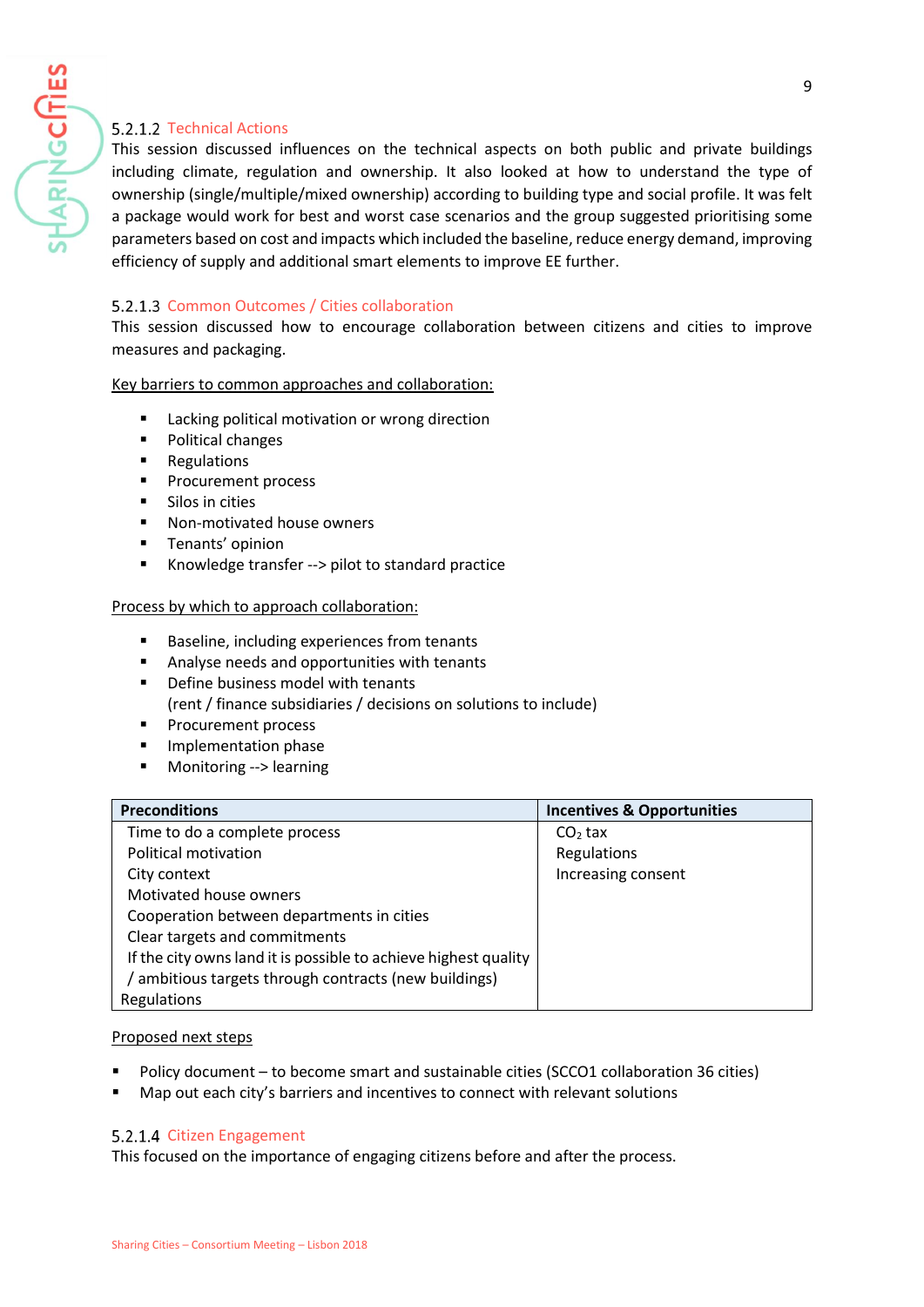#### 5.2.1.2 Technical Actions

This session discussed influences on the technical aspects on both public and private buildings including climate, regulation and ownership. It also looked at how to understand the type of ownership (single/multiple/mixed ownership) according to building type and social profile. It was felt a package would work for best and worst case scenarios and the group suggested prioritising some parameters based on cost and impacts which included the baseline, reduce energy demand, improving efficiency of supply and additional smart elements to improve EE further.

#### 5.2.1.3 Common Outcomes / Cities collaboration

This session discussed how to encourage collaboration between citizens and cities to improve measures and packaging.

<u>Key barriers to common approaches and collaboration:</u>

- Lacking political motivation or wrong direction
- Political changes
- Regulations
- Procurement process
- Silos in cities
- Non-motivated house owners
- Tenants' opinion
- Knowledge transfer --> pilot to standard practice

<u>Process by which to approach collaboration:</u>

- Baseline, including experiences from tenants
- Analyse needs and opportunities with tenants
- Define business model with tenants
  (rent / finance subsidiaries / decisions on solutions to include)
- Procurement process
- Implementation phase
- Monitoring --> learning

| Preconditions | Incentives & Opportunities |
|---|---|
| Time to do a complete process | $CO_2$ tax |
| Political motivation | Regulations |
| City context | Increasing consent |
| Motivated house owners | |
| Cooperation between departments in cities | |
| Clear targets and commitments | |
| If the city owns land it is possible to achieve highest quality / ambitious targets through contracts (new buildings) | |
| Regulations | |

<u>Proposed next steps</u>

- Policy document – to become smart and sustainable cities (SCCO1 collaboration 36 cities)
- Map out each city's barriers and incentives to connect with relevant solutions

#### 5.2.1.4 Citizen Engagement

This focused on the importance of engaging citizens before and after the process.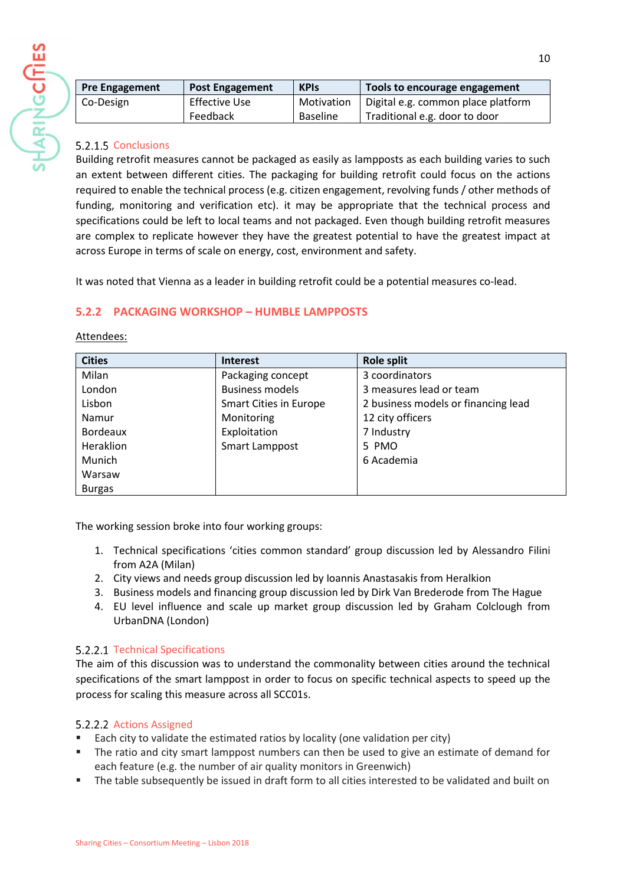| Pre Engagement | Post Engagement | KPIs | Tools to encourage engagement |
|---|---|---|---|
| Co-Design | Effective Use<br>Feedback | Motivation<br>Baseline | Digital e.g. common place platform<br>Traditional e.g. door to door |

#### 5.2.1.5 Conclusions

Building retrofit measures cannot be packaged as easily as lampposts as each building varies to such an extent between different cities. The packaging for building retrofit could focus on the actions required to enable the technical process (e.g. citizen engagement, revolving funds / other methods of funding, monitoring and verification etc). it may be appropriate that the technical process and specifications could be left to local teams and not packaged. Even though building retrofit measures are complex to replicate however they have the greatest potential to have the greatest impact at across Europe in terms of scale on energy, cost, environment and safety.

It was noted that Vienna as a leader in building retrofit could be a potential measures co-lead.

### 5.2.2 PACKAGING WORKSHOP – HUMBLE LAMPPOSTS

Attendees:

| Cities | Interest | Role split |
|---|---|---|
| Milan | Packaging concept | 3 coordinators |
| London | Business models | 3 measures lead or team |
| Lisbon | Smart Cities in Europe | 2 business models or financing lead |
| Namur | Monitoring | 12 city officers |
| Bordeaux | Exploitation | 7 Industry |
| Heraklion | Smart Lamppost | 5 PMO |
| Munich | | 6 Academia |
| Warsaw | | |
| Burgas | | |

The working session broke into four working groups:

1. Technical specifications 'cities common standard' group discussion led by Alessandro Filini from A2A (Milan)
2. City views and needs group discussion led by Ioannis Anastasakis from Heralkion
3. Business models and financing group discussion led by Dirk Van Brederode from The Hague
4. EU level influence and scale up market group discussion led by Graham Colclough from UrbanDNA (London)

#### 5.2.2.1 Technical Specifications

The aim of this discussion was to understand the commonality between cities around the technical specifications of the smart lamppost in order to focus on specific technical aspects to speed up the process for scaling this measure across all SCC01s.

#### 5.2.2.2 Actions Assigned

- Each city to validate the estimated ratios by locality (one validation per city)
- The ratio and city smart lamppost numbers can then be used to give an estimate of demand for each feature (e.g. the number of air quality monitors in Greenwich)
- The table subsequently be issued in draft form to all cities interested to be validated and built on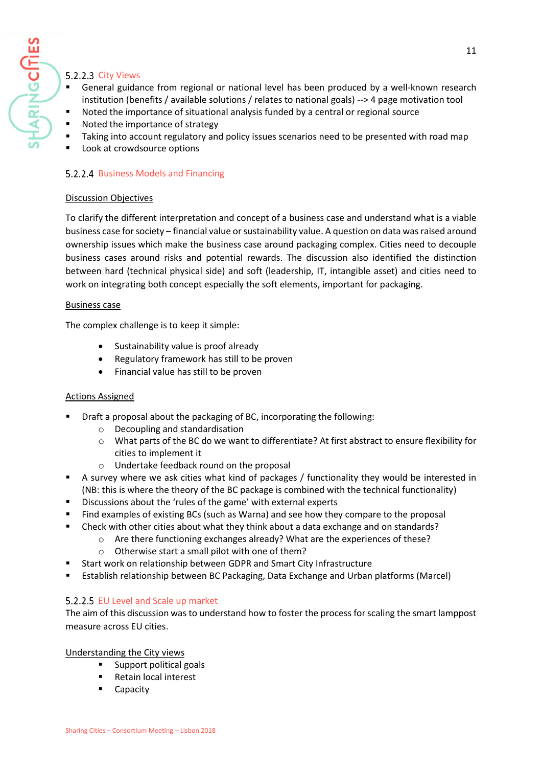#### 5.2.2.3 City Views

- General guidance from regional or national level has been produced by a well-known research institution (benefits / available solutions / relates to national goals) --> 4 page motivation tool
- Noted the importance of situational analysis funded by a central or regional source
- Noted the importance of strategy
- Taking into account regulatory and policy issues scenarios need to be presented with road map
- Look at crowdsource options

#### 5.2.2.4 Business Models and Financing

Discussion Objectives

To clarify the different interpretation and concept of a business case and understand what is a viable business case for society – financial value or sustainability value. A question on data was raised around ownership issues which make the business case around packaging complex. Cities need to decouple business cases around risks and potential rewards. The discussion also identified the distinction between hard (technical physical side) and soft (leadership, IT, intangible asset) and cities need to work on integrating both concept especially the soft elements, important for packaging.

Business case

The complex challenge is to keep it simple:

- Sustainability value is proof already
- Regulatory framework has still to be proven
- Financial value has still to be proven

Actions Assigned

- Draft a proposal about the packaging of BC, incorporating the following:
  - Decoupling and standardisation
  - What parts of the BC do we want to differentiate? At first abstract to ensure flexibility for cities to implement it
  - Undertake feedback round on the proposal
- A survey where we ask cities what kind of packages / functionality they would be interested in (NB: this is where the theory of the BC package is combined with the technical functionality)
- Discussions about the 'rules of the game' with external experts
- Find examples of existing BCs (such as Warna) and see how they compare to the proposal
- Check with other cities about what they think about a data exchange and on standards?
  - Are there functioning exchanges already? What are the experiences of these?
  - Otherwise start a small pilot with one of them?
- Start work on relationship between GDPR and Smart City Infrastructure
- Establish relationship between BC Packaging, Data Exchange and Urban platforms (Marcel)

#### 5.2.2.5 EU Level and Scale up market

The aim of this discussion was to understand how to foster the process for scaling the smart lamppost measure across EU cities.

Understanding the City views

- Support political goals
- Retain local interest
- Capacity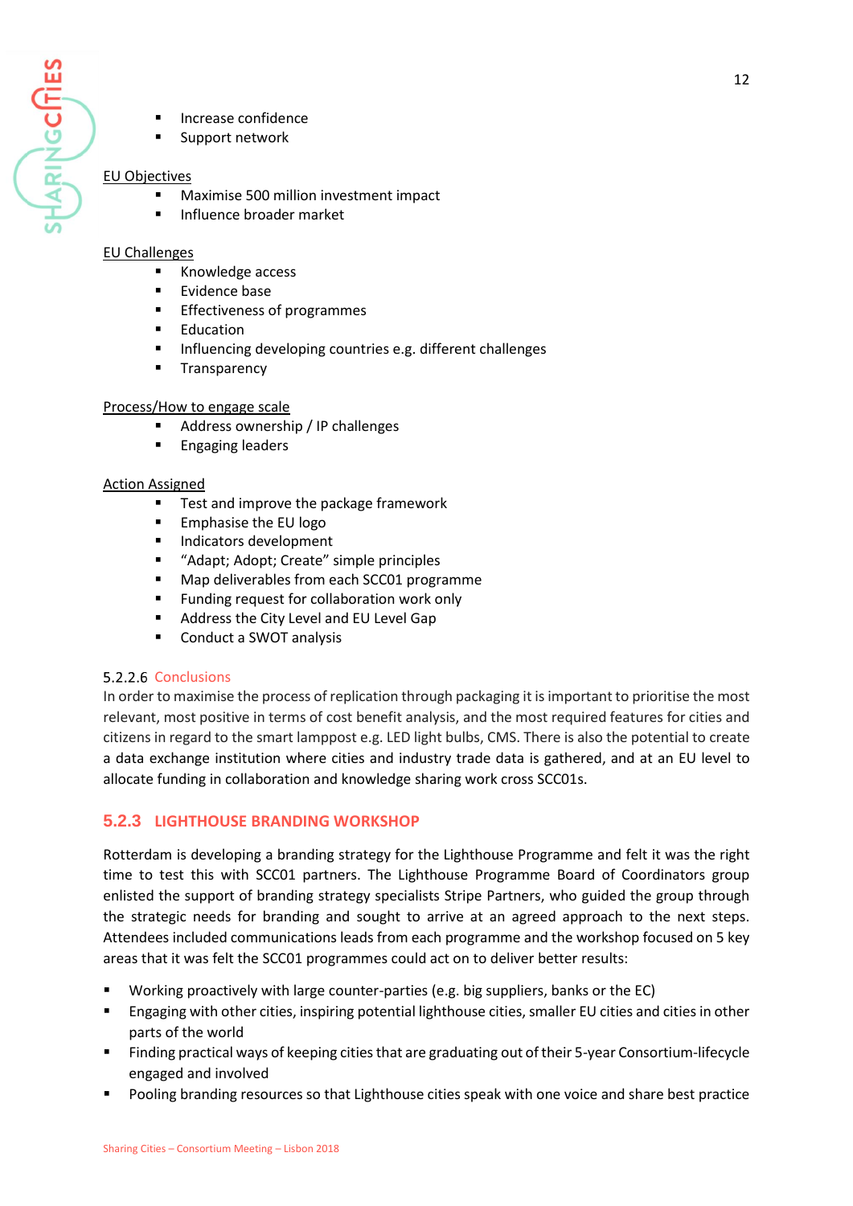- Increase confidence
- Support network

EU Objectives

- Maximise 500 million investment impact
- Influence broader market

EU Challenges

- Knowledge access
- Evidence base
- Effectiveness of programmes
- Education
- Influencing developing countries e.g. different challenges
- Transparency

Process/How to engage scale

- Address ownership / IP challenges
- Engaging leaders

Action Assigned

- Test and improve the package framework
- Emphasise the EU logo
- Indicators development
- "Adapt; Adopt; Create" simple principles
- Map deliverables from each SCC01 programme
- Funding request for collaboration work only
- Address the City Level and EU Level Gap
- Conduct a SWOT analysis

#### 5.2.2.6 Conclusions

In order to maximise the process of replication through packaging it is important to prioritise the most relevant, most positive in terms of cost benefit analysis, and the most required features for cities and citizens in regard to the smart lamppost e.g. LED light bulbs, CMS. There is also the potential to create a data exchange institution where cities and industry trade data is gathered, and at an EU level to allocate funding in collaboration and knowledge sharing work cross SCC01s.

### 5.2.3 LIGHTHOUSE BRANDING WORKSHOP

Rotterdam is developing a branding strategy for the Lighthouse Programme and felt it was the right time to test this with SCC01 partners. The Lighthouse Programme Board of Coordinators group enlisted the support of branding strategy specialists Stripe Partners, who guided the group through the strategic needs for branding and sought to arrive at an agreed approach to the next steps. Attendees included communications leads from each programme and the workshop focused on 5 key areas that it was felt the SCC01 programmes could act on to deliver better results:

- Working proactively with large counter-parties (e.g. big suppliers, banks or the EC)
- Engaging with other cities, inspiring potential lighthouse cities, smaller EU cities and cities in other parts of the world
- Finding practical ways of keeping cities that are graduating out of their 5-year Consortium-lifecycle engaged and involved
- Pooling branding resources so that Lighthouse cities speak with one voice and share best practice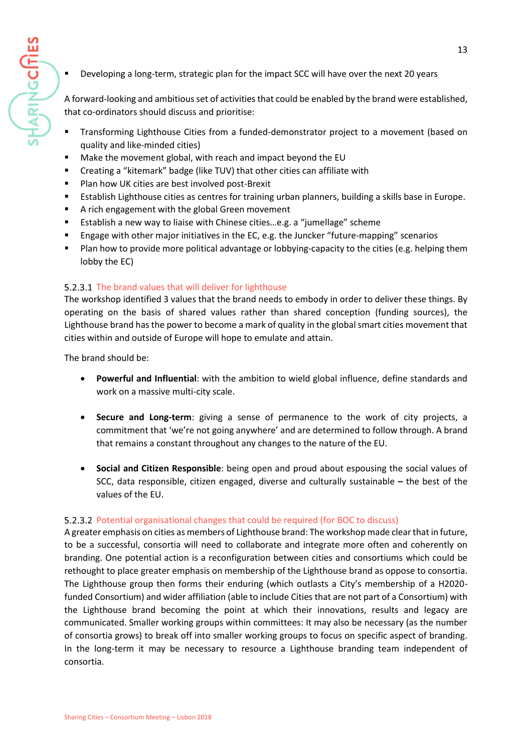- Developing a long-term, strategic plan for the impact SCC will have over the next 20 years

A forward-looking and ambitious set of activities that could be enabled by the brand were established, that co-ordinators should discuss and prioritise:

- Transforming Lighthouse Cities from a funded-demonstrator project to a movement (based on quality and like-minded cities)
- Make the movement global, with reach and impact beyond the EU
- Creating a "kitemark" badge (like TUV) that other cities can affiliate with
- Plan how UK cities are best involved post-Brexit
- Establish Lighthouse cities as centres for training urban planners, building a skills base in Europe.
- A rich engagement with the global Green movement
- Establish a new way to liaise with Chinese cities…e.g. a "jumellage" scheme
- Engage with other major initiatives in the EC, e.g. the Juncker "future-mapping" scenarios
- Plan how to provide more political advantage or lobbying-capacity to the cities (e.g. helping them lobby the EC)

#### 5.2.3.1 The brand values that will deliver for lighthouse

The workshop identified 3 values that the brand needs to embody in order to deliver these things. By operating on the basis of shared values rather than shared conception (funding sources), the Lighthouse brand has the power to become a mark of quality in the global smart cities movement that cities within and outside of Europe will hope to emulate and attain.

The brand should be:

- **Powerful and Influential**: with the ambition to wield global influence, define standards and work on a massive multi-city scale.

- **Secure and Long-term**: giving a sense of permanence to the work of city projects, a commitment that 'we're not going anywhere' and are determined to follow through. A brand that remains a constant throughout any changes to the nature of the EU.

- **Social and Citizen Responsible**: being open and proud about espousing the social values of SCC, data responsible, citizen engaged, diverse and culturally sustainable **–** the best of the values of the EU.

#### 5.2.3.2 Potential organisational changes that could be required (for BOC to discuss)

A greater emphasis on cities as members of Lighthouse brand: The workshop made clear that in future, to be a successful, consortia will need to collaborate and integrate more often and coherently on branding. One potential action is a reconfiguration between cities and consortiums which could be rethought to place greater emphasis on membership of the Lighthouse brand as oppose to consortia. The Lighthouse group then forms their enduring (which outlasts a City's membership of a H2020-funded Consortium) and wider affiliation (able to include Cities that are not part of a Consortium) with the Lighthouse brand becoming the point at which their innovations, results and legacy are communicated. Smaller working groups within committees: It may also be necessary (as the number of consortia grows) to break off into smaller working groups to focus on specific aspect of branding. In the long-term it may be necessary to resource a Lighthouse branding team independent of consortia.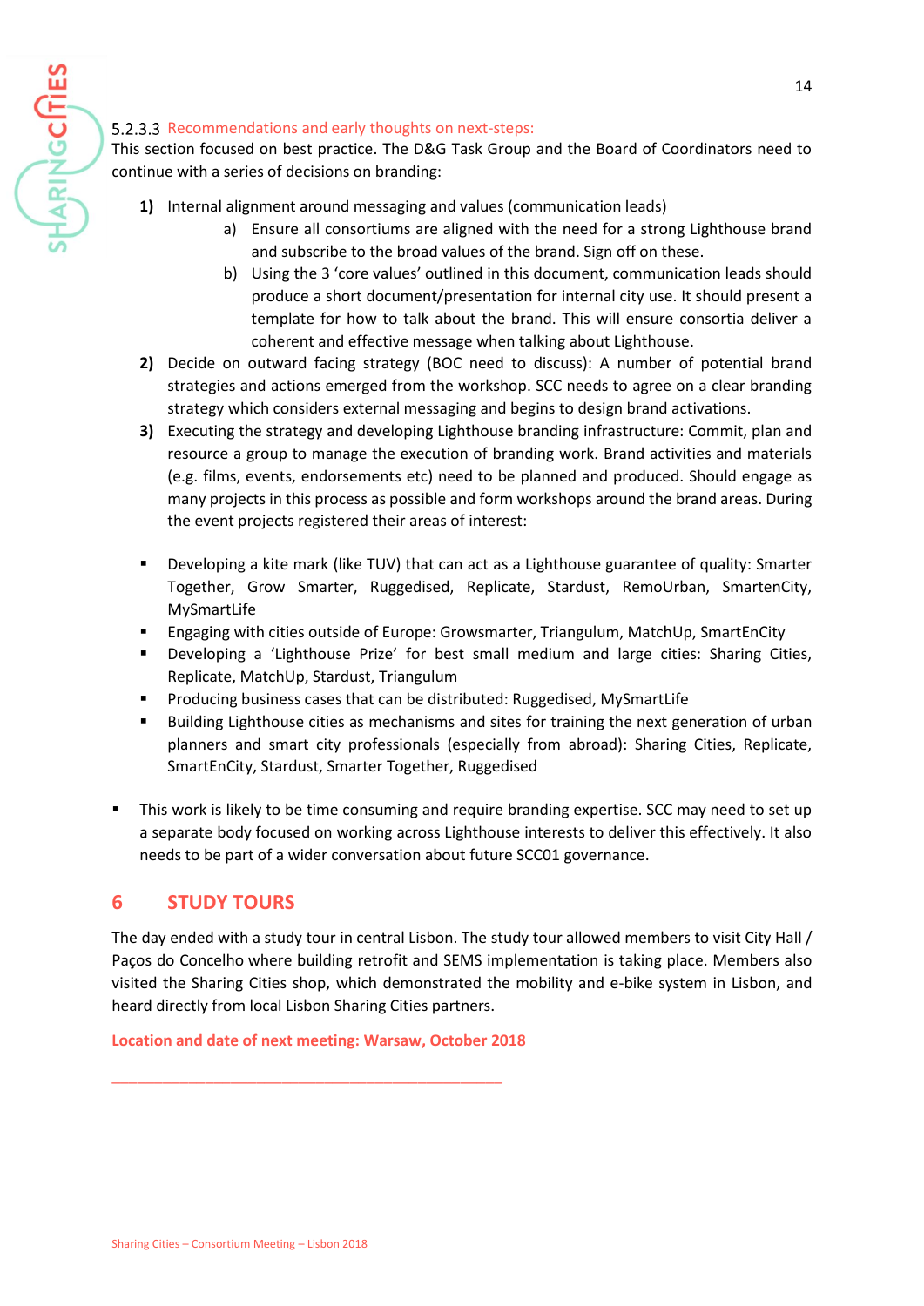#### 5.2.3.3 Recommendations and early thoughts on next-steps:

This section focused on best practice. The D&G Task Group and the Board of Coordinators need to continue with a series of decisions on branding:

1) Internal alignment around messaging and values (communication leads)
   a) Ensure all consortiums are aligned with the need for a strong Lighthouse brand and subscribe to the broad values of the brand. Sign off on these.
   b) Using the 3 'core values' outlined in this document, communication leads should produce a short document/presentation for internal city use. It should present a template for how to talk about the brand. This will ensure consortia deliver a coherent and effective message when talking about Lighthouse.
2) Decide on outward facing strategy (BOC need to discuss): A number of potential brand strategies and actions emerged from the workshop. SCC needs to agree on a clear branding strategy which considers external messaging and begins to design brand activations.
3) Executing the strategy and developing Lighthouse branding infrastructure: Commit, plan and resource a group to manage the execution of branding work. Brand activities and materials (e.g. films, events, endorsements etc) need to be planned and produced. Should engage as many projects in this process as possible and form workshops around the brand areas. During the event projects registered their areas of interest:

- Developing a kite mark (like TUV) that can act as a Lighthouse guarantee of quality: Smarter Together, Grow Smarter, Ruggedised, Replicate, Stardust, RemoUrban, SmartenCity, MySmartLife
- Engaging with cities outside of Europe: Growsmarter, Triangulum, MatchUp, SmartEnCity
- Developing a 'Lighthouse Prize' for best small medium and large cities: Sharing Cities, Replicate, MatchUp, Stardust, Triangulum
- Producing business cases that can be distributed: Ruggedised, MySmartLife
- Building Lighthouse cities as mechanisms and sites for training the next generation of urban planners and smart city professionals (especially from abroad): Sharing Cities, Replicate, SmartEnCity, Stardust, Smarter Together, Ruggedised

- This work is likely to be time consuming and require branding expertise. SCC may need to set up a separate body focused on working across Lighthouse interests to deliver this effectively. It also needs to be part of a wider conversation about future SCC01 governance.

## 6 STUDY TOURS

The day ended with a study tour in central Lisbon. The study tour allowed members to visit City Hall / Paços do Concelho where building retrofit and SEMS implementation is taking place. Members also visited the Sharing Cities shop, which demonstrated the mobility and e-bike system in Lisbon, and heard directly from local Lisbon Sharing Cities partners.

**Location and date of next meeting: Warsaw, October 2018**

---